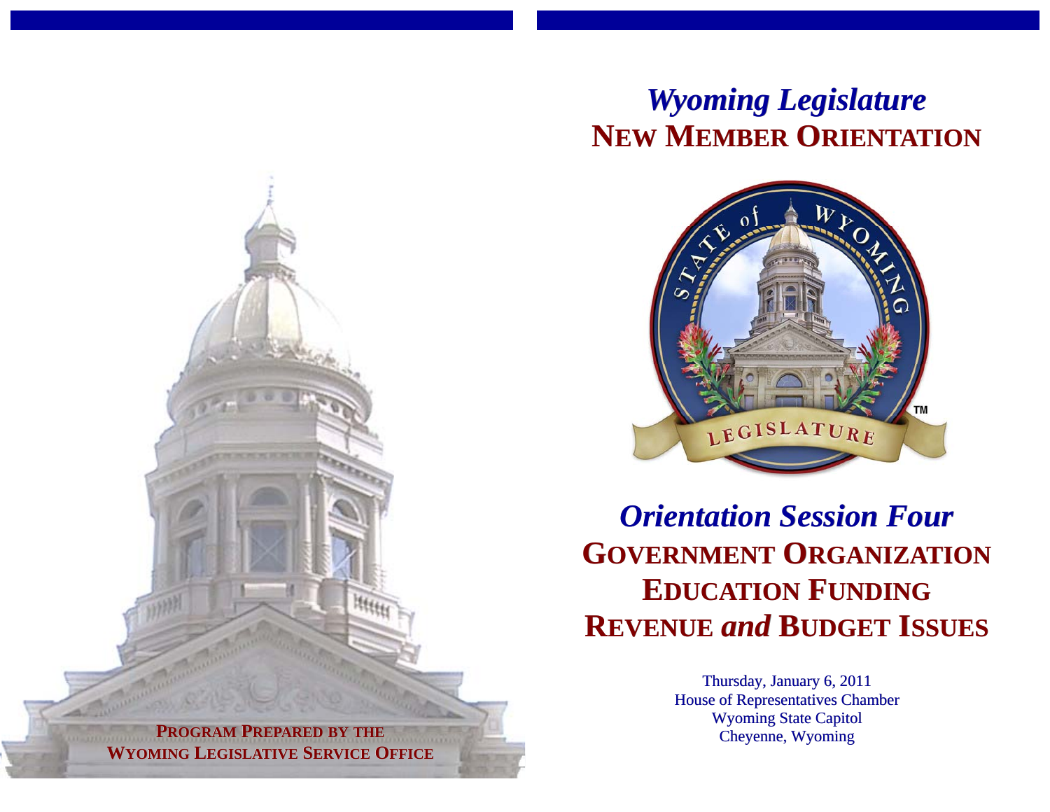**PROGRAM PREPARED BY THE WYOMING LEGISLATIVE SERVICE OFFICE**

# *Wyoming Legislature*
# NEW MEMBER ORIENTATION

STATE of WYOMING

LEGISLATURE

## *Orientation Session Four*
## GOVERNMENT ORGANIZATION
## EDUCATION FUNDING
## REVENUE *and* BUDGET ISSUES

Thursday, January 6, 2011
House of Representatives Chamber
Wyoming State Capitol
Cheyenne, Wyoming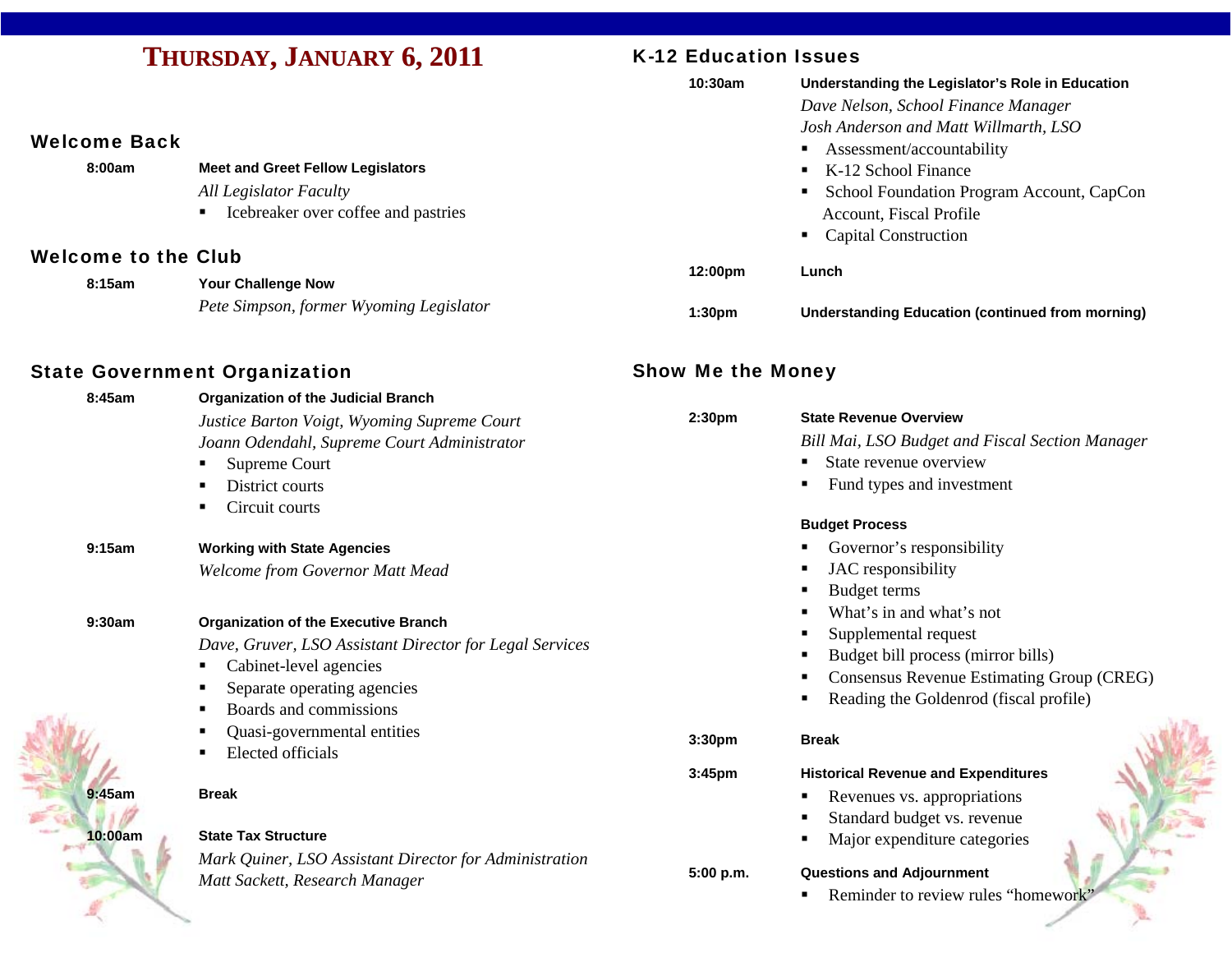# THURSDAY, JANUARY 6, 2011

## Welcome Back

**8:00am** **Meet and Greet Fellow Legislators**
*All Legislator Faculty*
- Icebreaker over coffee and pastries

## Welcome to the Club

**8:15am** **Your Challenge Now**
*Pete Simpson, former Wyoming Legislator*

## State Government Organization

**8:45am** **Organization of the Judicial Branch**
*Justice Barton Voigt, Wyoming Supreme Court*
*Joann Odendahl, Supreme Court Administrator*
- Supreme Court
- District courts
- Circuit courts

**9:15am** **Working with State Agencies**
*Welcome from Governor Matt Mead*

**9:30am** **Organization of the Executive Branch**
*Dave, Gruver, LSO Assistant Director for Legal Services*
- Cabinet-level agencies
- Separate operating agencies
- Boards and commissions
- Quasi-governmental entities
- Elected officials

**9:45am** **Break**

**10:00am** **State Tax Structure**
*Mark Quiner, LSO Assistant Director for Administration*
*Matt Sackett, Research Manager*

## K-12 Education Issues

**10:30am** **Understanding the Legislator's Role in Education**
*Dave Nelson, School Finance Manager*
*Josh Anderson and Matt Willmarth, LSO*
- Assessment/accountability
- K-12 School Finance
- School Foundation Program Account, CapCon Account, Fiscal Profile
- Capital Construction

**12:00pm** **Lunch**

**1:30pm** **Understanding Education (continued from morning)**

## Show Me the Money

**2:30pm** **State Revenue Overview**
*Bill Mai, LSO Budget and Fiscal Section Manager*
- State revenue overview
- Fund types and investment

**Budget Process**
- Governor's responsibility
- JAC responsibility
- Budget terms
- What's in and what's not
- Supplemental request
- Budget bill process (mirror bills)
- Consensus Revenue Estimating Group (CREG)
- Reading the Goldenrod (fiscal profile)

**3:30pm** **Break**

**3:45pm** **Historical Revenue and Expenditures**
- Revenues vs. appropriations
- Standard budget vs. revenue
- Major expenditure categories

**5:00 p.m.** **Questions and Adjournment**
- Reminder to review rules "homework"